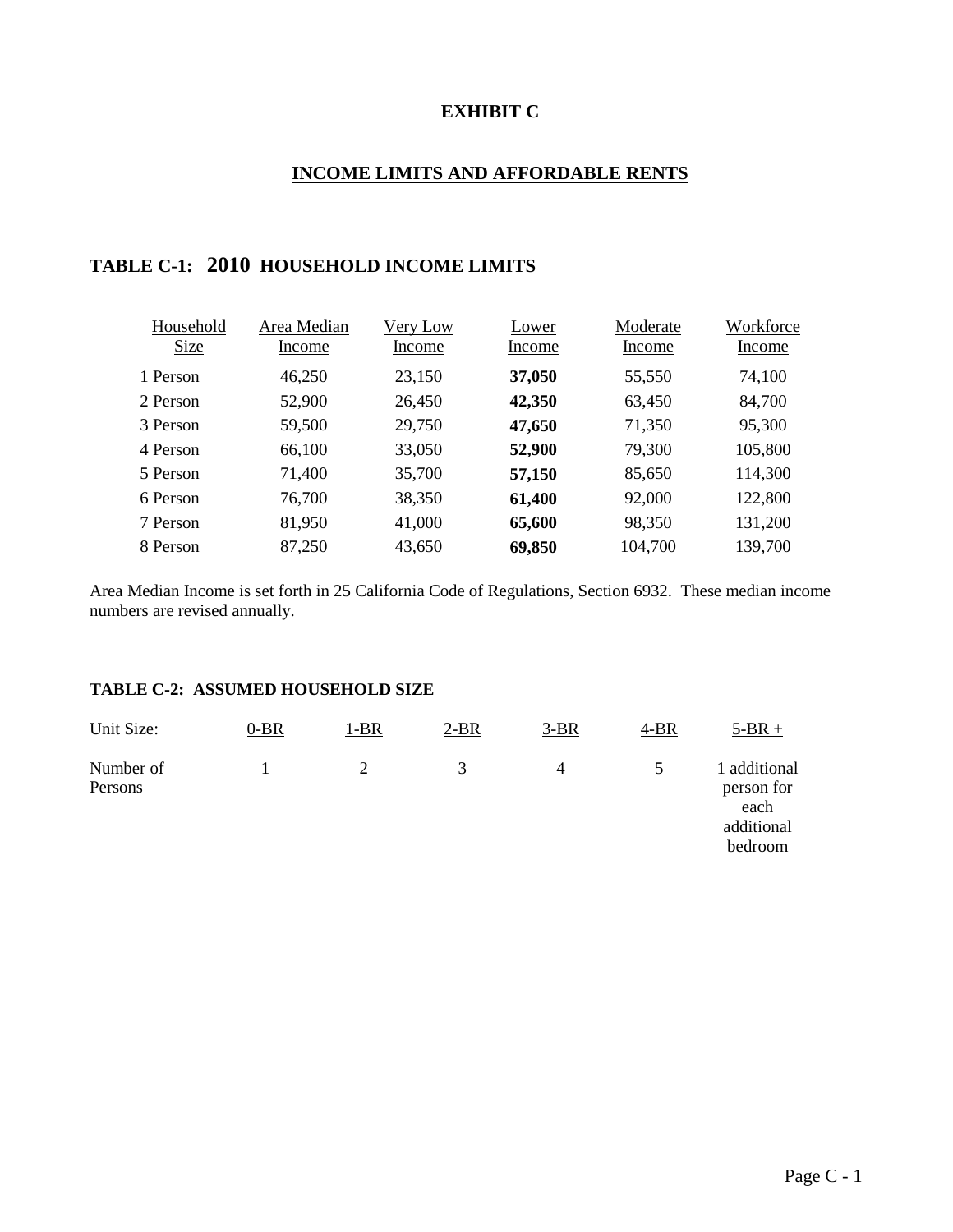# EXHIBIT C

## INCOME LIMITS AND AFFORDABLE RENTS

### TABLE C-1: 2010 HOUSEHOLD INCOME LIMITS

| Household Size | Area Median Income | Very Low Income | Lower Income | Moderate Income | Workforce Income |
|---|---|---|---|---|---|
| 1 Person | 46,250 | 23,150 | **37,050** | 55,550 | 74,100 |
| 2 Person | 52,900 | 26,450 | **42,350** | 63,450 | 84,700 |
| 3 Person | 59,500 | 29,750 | **47,650** | 71,350 | 95,300 |
| 4 Person | 66,100 | 33,050 | **52,900** | 79,300 | 105,800 |
| 5 Person | 71,400 | 35,700 | **57,150** | 85,650 | 114,300 |
| 6 Person | 76,700 | 38,350 | **61,400** | 92,000 | 122,800 |
| 7 Person | 81,950 | 41,000 | **65,600** | 98,350 | 131,200 |
| 8 Person | 87,250 | 43,650 | **69,850** | 104,700 | 139,700 |

Area Median Income is set forth in 25 California Code of Regulations, Section 6932. These median income numbers are revised annually.

### TABLE C-2: ASSUMED HOUSEHOLD SIZE

| Unit Size: | 0-BR | 1-BR | 2-BR | 3-BR | 4-BR | 5-BR + |
|---|---|---|---|---|---|---|
| Number of Persons | 1 | 2 | 3 | 4 | 5 | 1 additional person for each additional bedroom |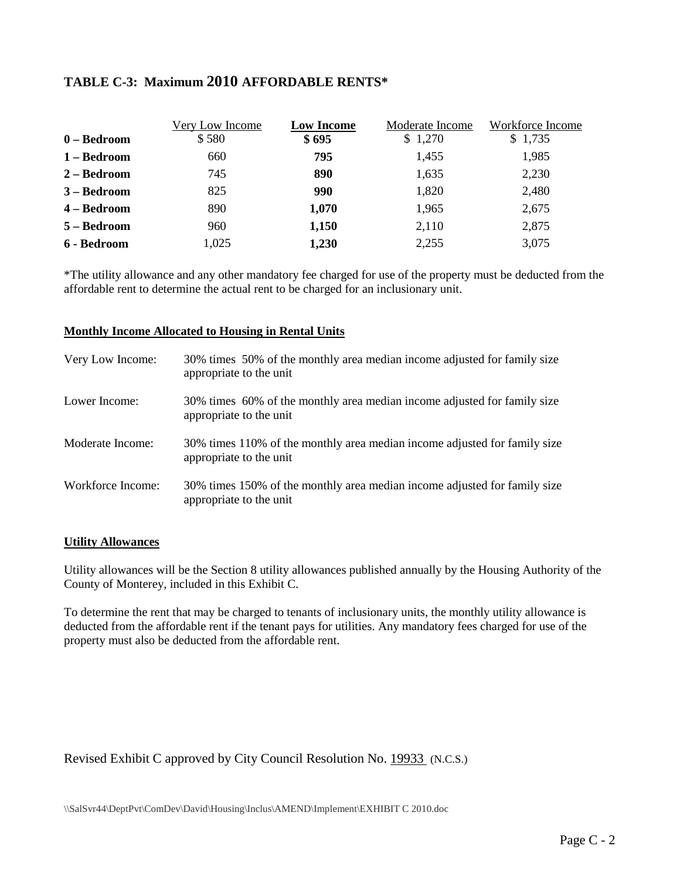## TABLE C-3: Maximum 2010 AFFORDABLE RENTS*

| | Very Low Income | **Low Income** | Moderate Income | Workforce Income |
|---|---|---|---|---|
| **0 – Bedroom** | $ 580 | **$ 695** | $ 1,270 | $ 1,735 |
| **1 – Bedroom** | 660 | **795** | 1,455 | 1,985 |
| **2 – Bedroom** | 745 | **890** | 1,635 | 2,230 |
| **3 – Bedroom** | 825 | **990** | 1,820 | 2,480 |
| **4 – Bedroom** | 890 | **1,070** | 1,965 | 2,675 |
| **5 – Bedroom** | 960 | **1,150** | 2,110 | 2,875 |
| **6 - Bedroom** | 1,025 | **1,230** | 2,255 | 3,075 |

*The utility allowance and any other mandatory fee charged for use of the property must be deducted from the affordable rent to determine the actual rent to be charged for an inclusionary unit.

**Monthly Income Allocated to Housing in Rental Units**

| | |
|---|---|
| Very Low Income: | 30% times 50% of the monthly area median income adjusted for family size appropriate to the unit |
| Lower Income: | 30% times 60% of the monthly area median income adjusted for family size appropriate to the unit |
| Moderate Income: | 30% times 110% of the monthly area median income adjusted for family size appropriate to the unit |
| Workforce Income: | 30% times 150% of the monthly area median income adjusted for family size appropriate to the unit |

**Utility Allowances**

Utility allowances will be the Section 8 utility allowances published annually by the Housing Authority of the County of Monterey, included in this Exhibit C.

To determine the rent that may be charged to tenants of inclusionary units, the monthly utility allowance is deducted from the affordable rent if the tenant pays for utilities. Any mandatory fees charged for use of the property must also be deducted from the affordable rent.

Revised Exhibit C approved by City Council Resolution No. 19933 (N.C.S.)

\\SalSvr44\DeptPvt\ComDev\David\Housing\Inclus\AMEND\Implement\EXHIBIT C 2010.doc